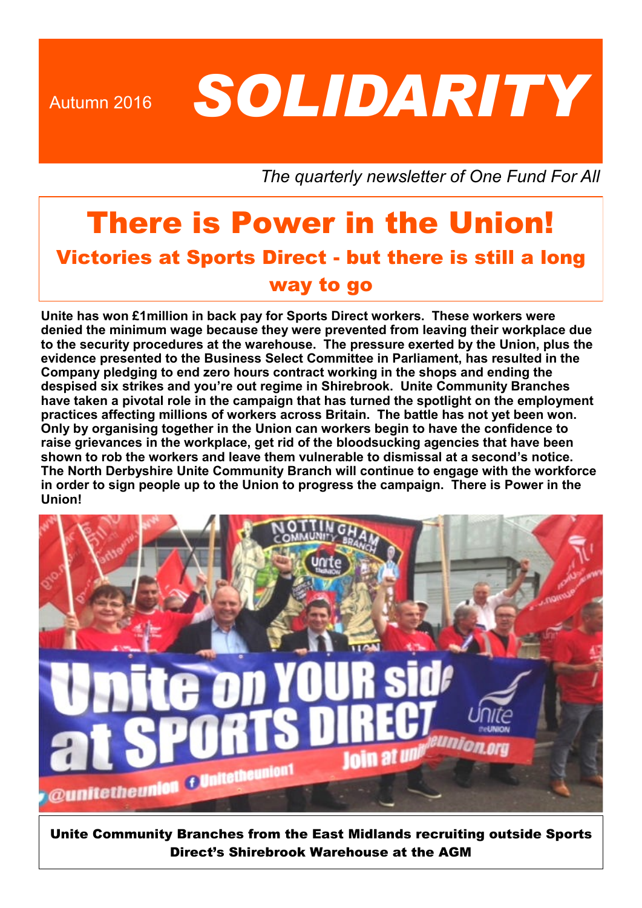Autumn 2016

# SOLIDARITY

*The quarterly newsletter of One Fund For All*

## There is Power in the Union!

### Victories at Sports Direct - but there is still a long way to go

**Unite has won £1million in back pay for Sports Direct workers. These workers were denied the minimum wage because they were prevented from leaving their workplace due to the security procedures at the warehouse. The pressure exerted by the Union, plus the evidence presented to the Business Select Committee in Parliament, has resulted in the Company pledging to end zero hours contract working in the shops and ending the despised six strikes and you're out regime in Shirebrook. Unite Community Branches have taken a pivotal role in the campaign that has turned the spotlight on the employment practices affecting millions of workers across Britain. The battle has not yet been won. Only by organising together in the Union can workers begin to have the confidence to raise grievances in the workplace, get rid of the bloodsucking agencies that have been shown to rob the workers and leave them vulnerable to dismissal at a second's notice. The North Derbyshire Unite Community Branch will continue to engage with the workforce in order to sign people up to the Union to progress the campaign. There is Power in the Union!**

**Unite Community Branches from the East Midlands recruiting outside Sports Direct's Shirebrook Warehouse at the AGM**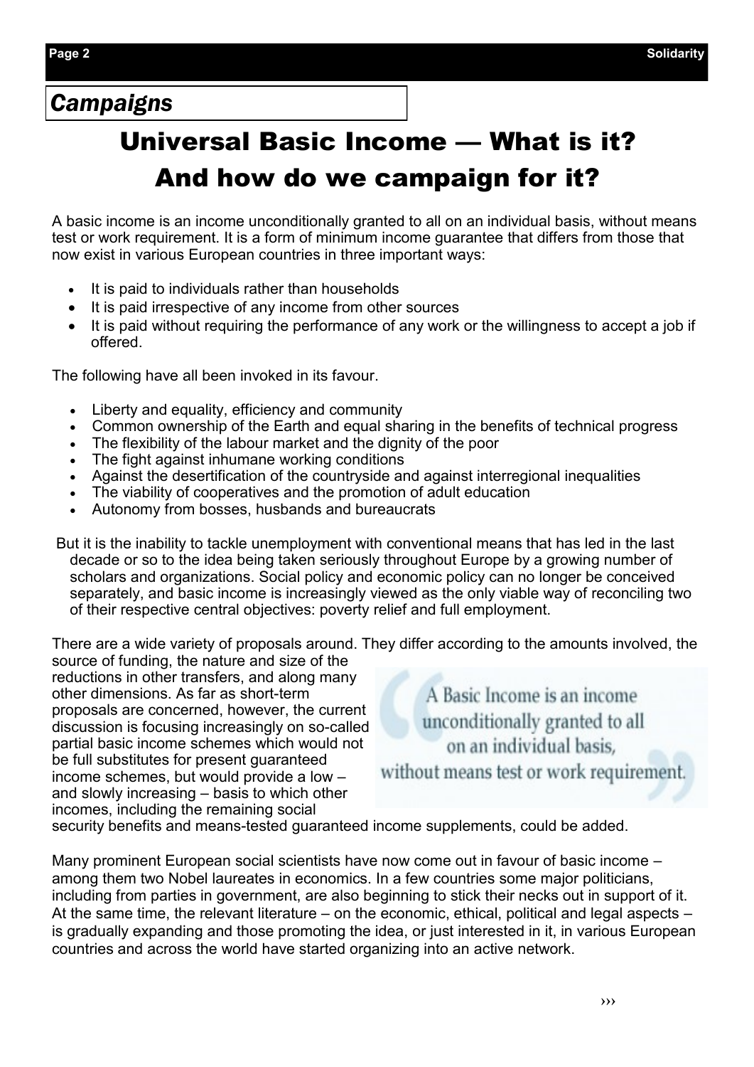*Campaigns*

# Universal Basic Income — What is it? And how do we campaign for it?

A basic income is an income unconditionally granted to all on an individual basis, without means test or work requirement. It is a form of minimum income guarantee that differs from those that now exist in various European countries in three important ways:

- It is paid to individuals rather than households
- It is paid irrespective of any income from other sources
- It is paid without requiring the performance of any work or the willingness to accept a job if offered.

The following have all been invoked in its favour.

- Liberty and equality, efficiency and community
- Common ownership of the Earth and equal sharing in the benefits of technical progress
- The flexibility of the labour market and the dignity of the poor
- The fight against inhumane working conditions
- Against the desertification of the countryside and against interregional inequalities
- The viability of cooperatives and the promotion of adult education
- Autonomy from bosses, husbands and bureaucrats

But it is the inability to tackle unemployment with conventional means that has led in the last decade or so to the idea being taken seriously throughout Europe by a growing number of scholars and organizations. Social policy and economic policy can no longer be conceived separately, and basic income is increasingly viewed as the only viable way of reconciling two of their respective central objectives: poverty relief and full employment.

There are a wide variety of proposals around. They differ according to the amounts involved, the source of funding, the nature and size of the reductions in other transfers, and along many other dimensions. As far as short-term proposals are concerned, however, the current discussion is focusing increasingly on so-called partial basic income schemes which would not be full substitutes for present guaranteed income schemes, but would provide a low – and slowly increasing – basis to which other incomes, including the remaining social security benefits and means-tested guaranteed income supplements, could be added.

> A Basic Income is an income unconditionally granted to all on an individual basis, without means test or work requirement.

Many prominent European social scientists have now come out in favour of basic income – among them two Nobel laureates in economics. In a few countries some major politicians, including from parties in government, are also beginning to stick their necks out in support of it. At the same time, the relevant literature – on the economic, ethical, political and legal aspects – is gradually expanding and those promoting the idea, or just interested in it, in various European countries and across the world have started organizing into an active network.

›››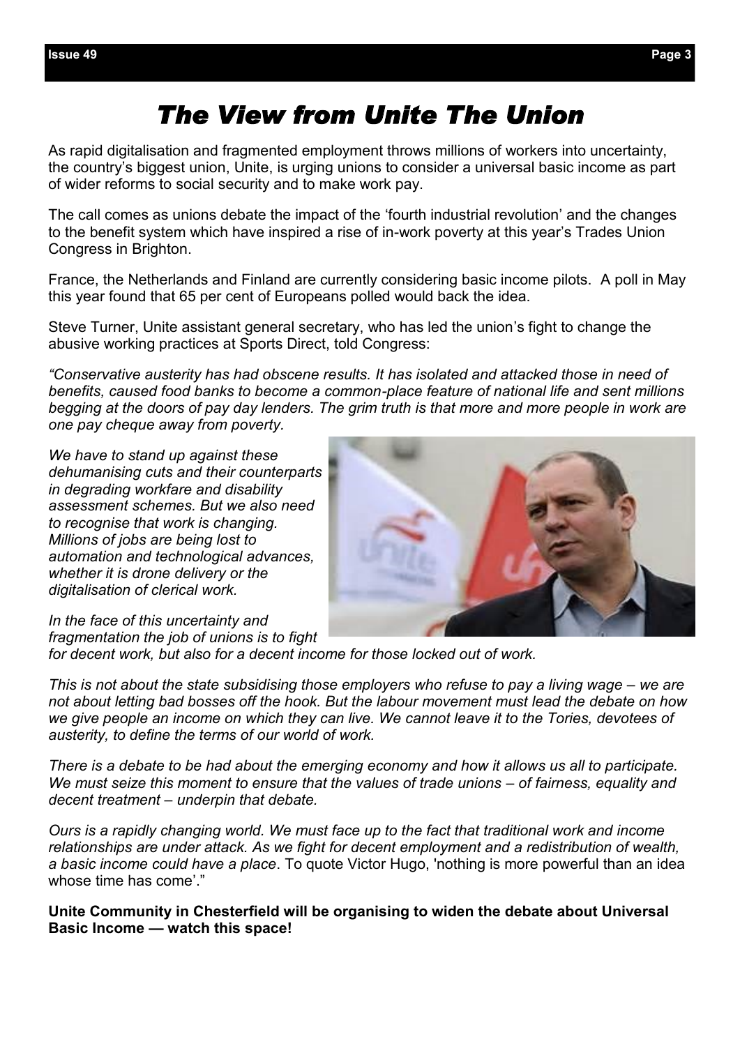# The View from Unite The Union

As rapid digitalisation and fragmented employment throws millions of workers into uncertainty, the country's biggest union, Unite, is urging unions to consider a universal basic income as part of wider reforms to social security and to make work pay.

The call comes as unions debate the impact of the 'fourth industrial revolution' and the changes to the benefit system which have inspired a rise of in-work poverty at this year's Trades Union Congress in Brighton.

France, the Netherlands and Finland are currently considering basic income pilots. A poll in May this year found that 65 per cent of Europeans polled would back the idea.

Steve Turner, Unite assistant general secretary, who has led the union's fight to change the abusive working practices at Sports Direct, told Congress:

*"Conservative austerity has had obscene results. It has isolated and attacked those in need of benefits, caused food banks to become a common-place feature of national life and sent millions begging at the doors of pay day lenders. The grim truth is that more and more people in work are one pay cheque away from poverty.*

*We have to stand up against these dehumanising cuts and their counterparts in degrading workfare and disability assessment schemes. But we also need to recognise that work is changing. Millions of jobs are being lost to automation and technological advances, whether it is drone delivery or the digitalisation of clerical work.*

*In the face of this uncertainty and fragmentation the job of unions is to fight for decent work, but also for a decent income for those locked out of work.*

*This is not about the state subsidising those employers who refuse to pay a living wage – we are not about letting bad bosses off the hook. But the labour movement must lead the debate on how we give people an income on which they can live. We cannot leave it to the Tories, devotees of austerity, to define the terms of our world of work.*

*There is a debate to be had about the emerging economy and how it allows us all to participate. We must seize this moment to ensure that the values of trade unions – of fairness, equality and decent treatment – underpin that debate.*

*Ours is a rapidly changing world. We must face up to the fact that traditional work and income relationships are under attack. As we fight for decent employment and a redistribution of wealth, a basic income could have a place*. To quote Victor Hugo, 'nothing is more powerful than an idea whose time has come'."

**Unite Community in Chesterfield will be organising to widen the debate about Universal Basic Income — watch this space!**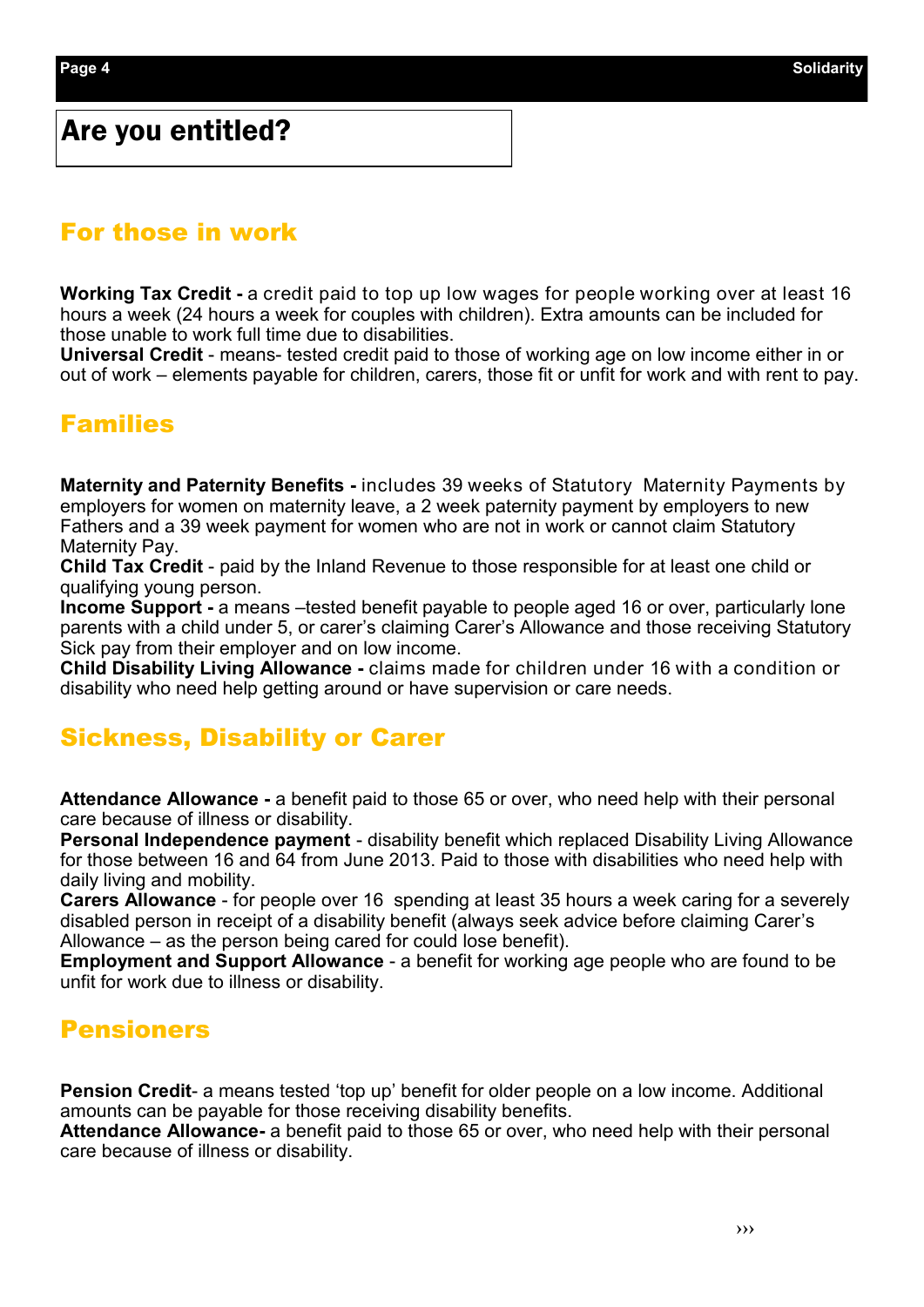# Are you entitled?

## For those in work

**Working Tax Credit -** a credit paid to top up low wages for people working over at least 16 hours a week (24 hours a week for couples with children). Extra amounts can be included for those unable to work full time due to disabilities.
**Universal Credit** - means- tested credit paid to those of working age on low income either in or out of work – elements payable for children, carers, those fit or unfit for work and with rent to pay.

## Families

**Maternity and Paternity Benefits -** includes 39 weeks of Statutory Maternity Payments by employers for women on maternity leave, a 2 week paternity payment by employers to new Fathers and a 39 week payment for women who are not in work or cannot claim Statutory Maternity Pay.
**Child Tax Credit** - paid by the Inland Revenue to those responsible for at least one child or qualifying young person.
**Income Support -** a means –tested benefit payable to people aged 16 or over, particularly lone parents with a child under 5, or carer's claiming Carer's Allowance and those receiving Statutory Sick pay from their employer and on low income.
**Child Disability Living Allowance -** claims made for children under 16 with a condition or disability who need help getting around or have supervision or care needs.

## Sickness, Disability or Carer

**Attendance Allowance -** a benefit paid to those 65 or over, who need help with their personal care because of illness or disability.
**Personal Independence payment** - disability benefit which replaced Disability Living Allowance for those between 16 and 64 from June 2013. Paid to those with disabilities who need help with daily living and mobility.
**Carers Allowance** - for people over 16 spending at least 35 hours a week caring for a severely disabled person in receipt of a disability benefit (always seek advice before claiming Carer's Allowance – as the person being cared for could lose benefit).
**Employment and Support Allowance** - a benefit for working age people who are found to be unfit for work due to illness or disability.

## Pensioners

**Pension Credit**- a means tested 'top up' benefit for older people on a low income. Additional amounts can be payable for those receiving disability benefits.
**Attendance Allowance-** a benefit paid to those 65 or over, who need help with their personal care because of illness or disability.

›››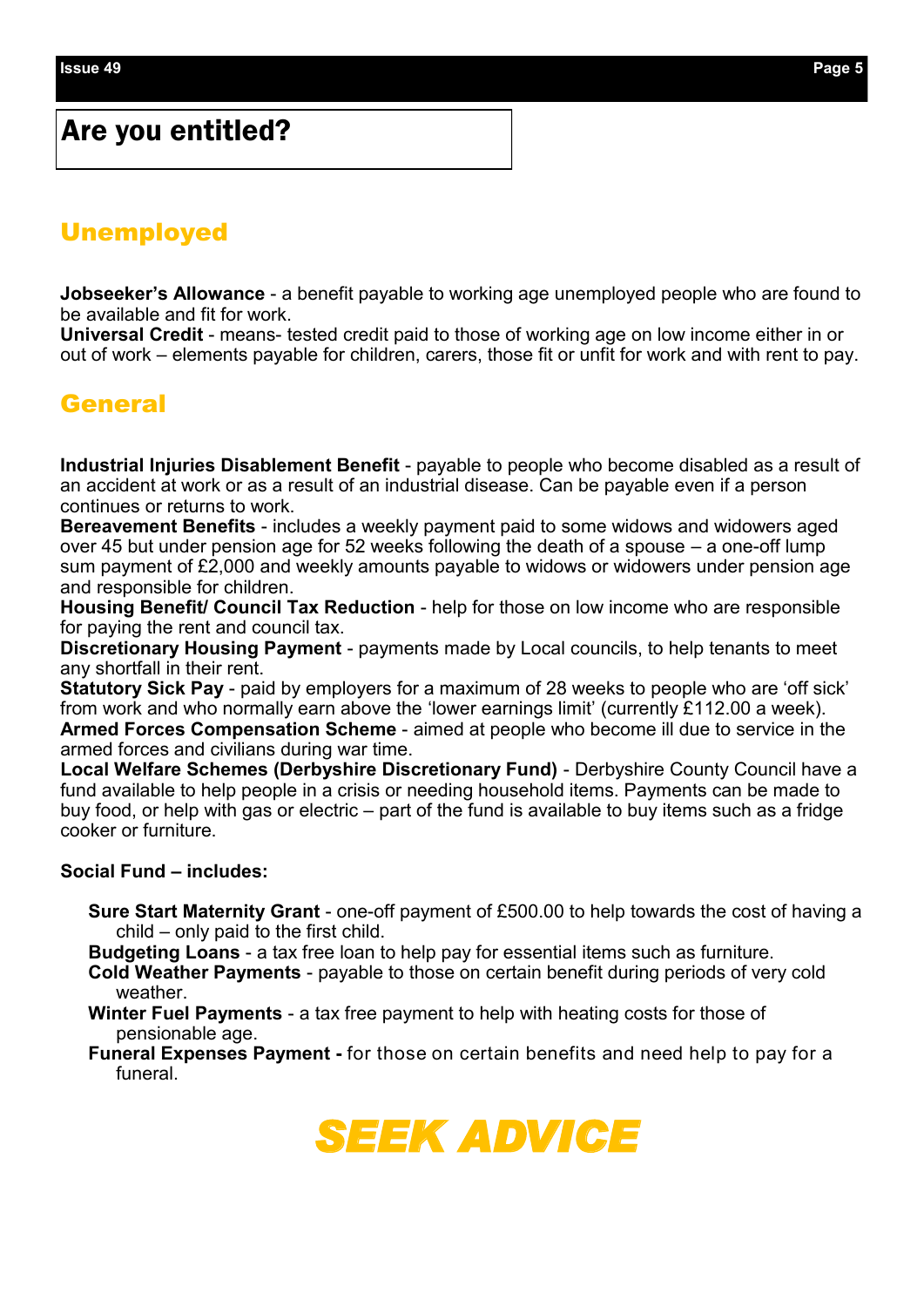# Are you entitled?

## Unemployed

**Jobseeker's Allowance** - a benefit payable to working age unemployed people who are found to be available and fit for work.
**Universal Credit** - means- tested credit paid to those of working age on low income either in or out of work – elements payable for children, carers, those fit or unfit for work and with rent to pay.

## General

**Industrial Injuries Disablement Benefit** - payable to people who become disabled as a result of an accident at work or as a result of an industrial disease. Can be payable even if a person continues or returns to work.
**Bereavement Benefits** - includes a weekly payment paid to some widows and widowers aged over 45 but under pension age for 52 weeks following the death of a spouse – a one-off lump sum payment of £2,000 and weekly amounts payable to widows or widowers under pension age and responsible for children.
**Housing Benefit/ Council Tax Reduction** - help for those on low income who are responsible for paying the rent and council tax.
**Discretionary Housing Payment** - payments made by Local councils, to help tenants to meet any shortfall in their rent.
**Statutory Sick Pay** - paid by employers for a maximum of 28 weeks to people who are 'off sick' from work and who normally earn above the 'lower earnings limit' (currently £112.00 a week).
**Armed Forces Compensation Scheme** - aimed at people who become ill due to service in the armed forces and civilians during war time.
**Local Welfare Schemes (Derbyshire Discretionary Fund)** - Derbyshire County Council have a fund available to help people in a crisis or needing household items. Payments can be made to buy food, or help with gas or electric – part of the fund is available to buy items such as a fridge cooker or furniture.

**Social Fund – includes:**

- **Sure Start Maternity Grant** - one-off payment of £500.00 to help towards the cost of having a child – only paid to the first child.
- **Budgeting Loans** - a tax free loan to help pay for essential items such as furniture.
- **Cold Weather Payments** - payable to those on certain benefit during periods of very cold weather.
- **Winter Fuel Payments** - a tax free payment to help with heating costs for those of pensionable age.
- **Funeral Expenses Payment -** for those on certain benefits and need help to pay for a funeral.

***SEEK ADVICE***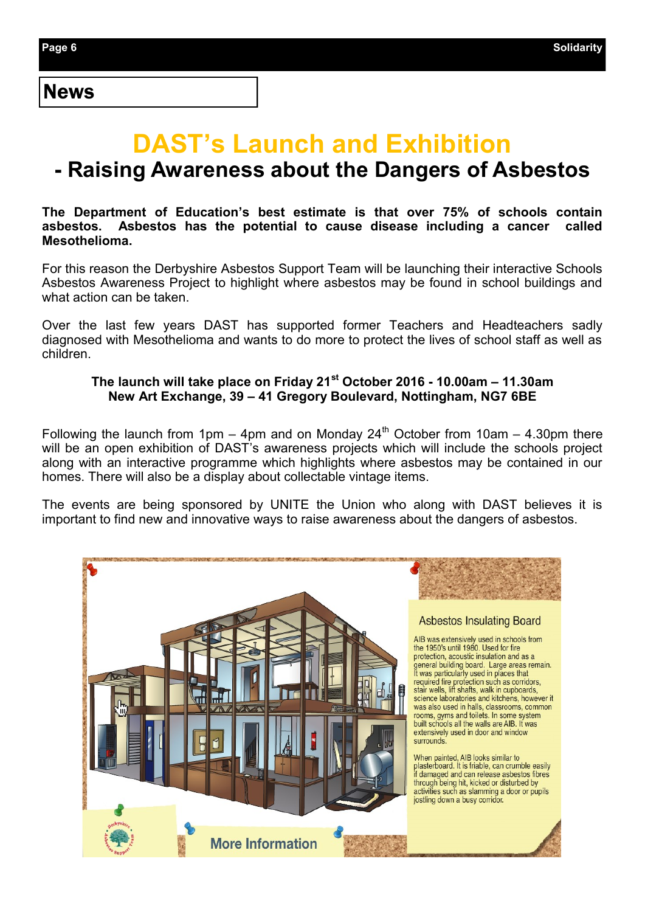## News

# DAST's Launch and Exhibition

## - Raising Awareness about the Dangers of Asbestos

**The Department of Education's best estimate is that over 75% of schools contain asbestos. Asbestos has the potential to cause disease including a cancer called Mesothelioma.**

For this reason the Derbyshire Asbestos Support Team will be launching their interactive Schools Asbestos Awareness Project to highlight where asbestos may be found in school buildings and what action can be taken.

Over the last few years DAST has supported former Teachers and Headteachers sadly diagnosed with Mesothelioma and wants to do more to protect the lives of school staff as well as children.

**The launch will take place on Friday 21st October 2016 - 10.00am – 11.30am**
**New Art Exchange, 39 – 41 Gregory Boulevard, Nottingham, NG7 6BE**

Following the launch from 1pm – 4pm and on Monday 24th October from 10am – 4.30pm there will be an open exhibition of DAST's awareness projects which will include the schools project along with an interactive programme which highlights where asbestos may be contained in our homes. There will also be a display about collectable vintage items.

The events are being sponsored by UNITE the Union who along with DAST believes it is important to find new and innovative ways to raise awareness about the dangers of asbestos.

### Asbestos Insulating Board

AIB was extensively used in schools from the 1950's until 1980. Used for fire protection, acoustic insulation and as a general building board. Large areas remain. It was particularly used in places that required fire protection such as corridors, stair wells, lift shafts, walk in cupboards, science laboratories and kitchens, however it was also used in halls, classrooms, common rooms, gyms and toilets. In some system built schools all the walls are AIB. It was extensively used in door and window surrounds.

When painted, AIB looks similar to plasterboard. It is friable, can crumble easily if damaged and can release asbestos fibres through being hit, kicked or disturbed by activities such as slamming a door or pupils jostling down a busy corridor.

More Information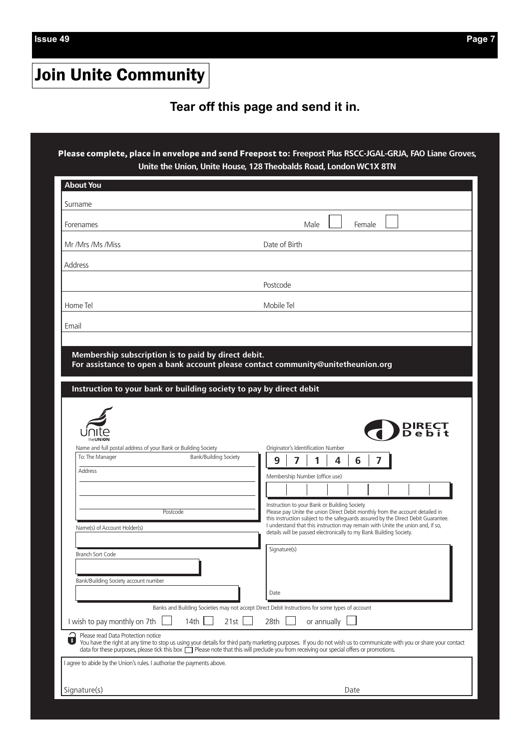# Join Unite Community

**Tear off this page and send it in.**

**Please complete, place in envelope and send Freepost to: Freepost Plus RSCC-JGAL-GRJA, FAO Liane Groves, Unite the Union, Unite House, 128 Theobalds Road, London WC1X 8TN**

## About You

| | |
|---|---|
| Surname | |
| Forenames | Male ☐ Female ☐ |
| Mr /Mrs /Ms /Miss | Date of Birth |
| Address | |
| | Postcode |
| Home Tel | Mobile Tel |
| Email | |

**Membership subscription is to paid by direct debit.**
**For assistance to open a bank account please contact community@unitetheunion.org**

## Instruction to your bank or building society to pay by direct debit

Unite the UNION

DIRECT Debit

Name and full postal address of your Bank or Building Society

To: The Manager Bank/Building Society

Address

Postcode

Name(s) of Account Holder(s)

Branch Sort Code

Bank/Building Society account number

Originator's Identification Number

| 9 | 7 | 1 | 4 | 6 | 7 |
|---|---|---|---|---|---|

Membership Number (office use)

Instruction to your Bank or Building Society
Please pay Unite the union Direct Debit monthly from the account detailed in this instruction subject to the safeguards assured by the Direct Debit Guarantee. I understand that this instruction may remain with Unite the union and, if so, details will be passed electronically to my Bank Building Society.

Signature(s)

Date

Banks and Building Societies may not accept Direct Debit Instructions for some types of account

I wish to pay monthly on 7th ☐ 14th ☐ 21st ☐ 28th ☐ or annually ☐

Please read Data Protection notice
You have the right at any time to stop us using your details for third party marketing purposes. If you do not wish us to communicate with you or share your contact data for these purposes, please tick this box ☐ Please note that this will preclude you from receiving our special offers or promotions.

I agree to abide by the Union's rules. I authorise the payments above.

Signature(s) Date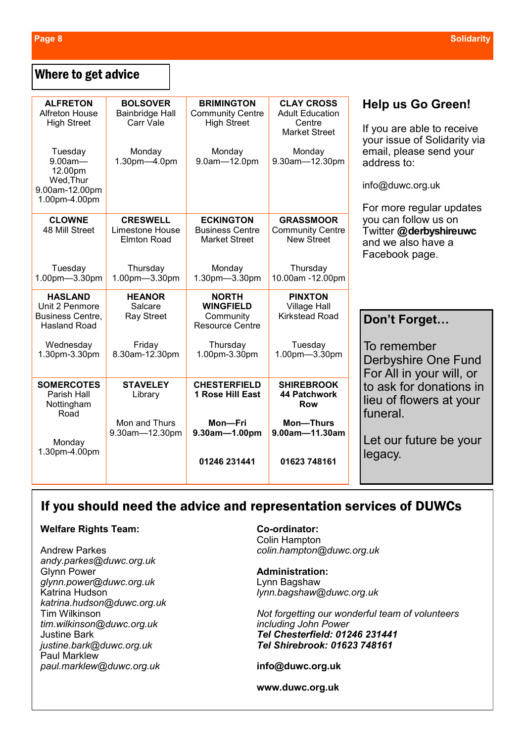## Where to get advice

| | | | |
|---|---|---|---|
| **ALFRETON** Alfreton House High Street<br><br>Tuesday 9.00am—12.00pm Wed,Thur 9.00am-12.00pm 1.00pm-4.00pm | **BOLSOVER** Bainbridge Hall Carr Vale<br><br>Monday 1.30pm—4.0pm | **BRIMINGTON** Community Centre High Street<br><br>Monday 9.0am—12.0pm | **CLAY CROSS** Adult Education Centre Market Street<br><br>Monday 9.30am—12.30pm |
| **CLOWNE** 48 Mill Street<br><br>Tuesday 1.00pm—3.30pm | **CRESWELL** Limestone House Elmton Road<br><br>Thursday 1.00pm—3.30pm | **ECKINGTON** Business Centre Market Street<br><br>Monday 1.30pm—3.30pm | **GRASSMOOR** Community Centre New Street<br><br>Thursday 10.00am -12.00pm |
| **HASLAND** Unit 2 Penmore Business Centre, Hasland Road<br><br>Wednesday 1.30pm-3.30pm | **HEANOR** Salcare Ray Street<br><br>Friday 8.30am-12.30pm | **NORTH WINGFIELD** Community Resource Centre<br><br>Thursday 1.00pm-3.30pm | **PINXTON** Village Hall Kirkstead Road<br><br>Tuesday 1.00pm—3.30pm |
| **SOMERCOTES** Parish Hall Nottingham Road<br><br>Monday 1.30pm-4.00pm | **STAVELEY** Library<br><br>Mon and Thurs 9.30am—12.30pm | **CHESTERFIELD 1 Rose Hill East**<br><br>**Mon—Fri 9.30am—1.00pm**<br><br>**01246 231441** | **SHIREBROOK 44 Patchwork Row**<br><br>**Mon—Thurs 9.00am—11.30am**<br><br>**01623 748161** |

## Help us Go Green!

If you are able to receive your issue of Solidarity via email, please send your address to:

info@duwc.org.uk

For more regular updates you can follow us on Twitter **@derbyshireuwc** and we also have a Facebook page.

## Don't Forget…

To remember Derbyshire One Fund For All in your will, or to ask for donations in lieu of flowers at your funeral.

Let our future be your legacy.

## If you should need the advice and representation services of DUWCs

**Welfare Rights Team:**

Andrew Parkes
*andy.parkes@duwc.org.uk*
Glynn Power
*glynn.power@duwc.org.uk*
Katrina Hudson
*katrina.hudson@duwc.org.uk*
Tim Wilkinson
*tim.wilkinson@duwc.org.uk*
Justine Bark
*justine.bark@duwc.org.uk*
Paul Marklew
*paul.marklew@duwc.org.uk*

**Co-ordinator:**
Colin Hampton
*colin.hampton@duwc.org.uk*

**Administration:**
Lynn Bagshaw
*lynn.bagshaw@duwc.org.uk*

*Not forgetting our wonderful team of volunteers including John Power*
***Tel Chesterfield: 01246 231441***
***Tel Shirebrook: 01623 748161***

**info@duwc.org.uk**

**www.duwc.org.uk**